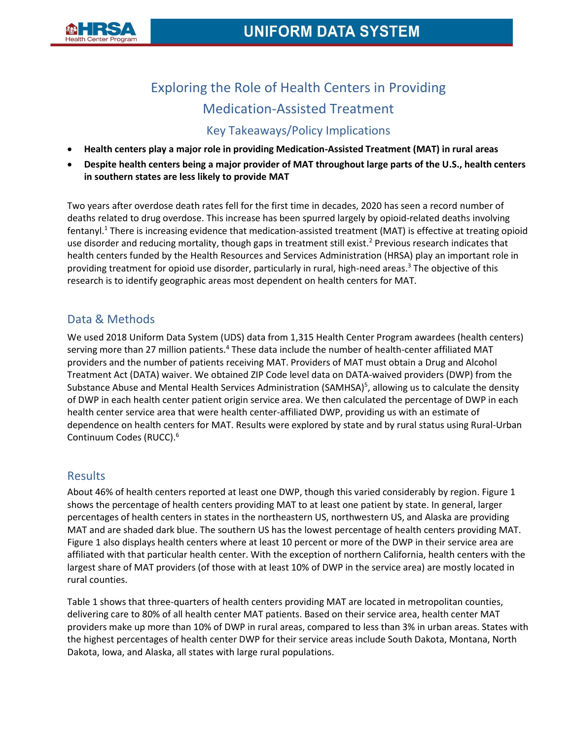# Exploring the Role of Health Centers in Providing Medication-Assisted Treatment

## Key Takeaways/Policy Implications

- **Health centers play a major role in providing Medication-Assisted Treatment (MAT) in rural areas**
- **Despite health centers being a major provider of MAT throughout large parts of the U.S., health centers in southern states are less likely to provide MAT**

Two years after overdose death rates fell for the first time in decades, 2020 has seen a record number of deaths related to drug overdose. This increase has been spurred largely by opioid-related deaths involving fentanyl.[1] There is increasing evidence that medication-assisted treatment (MAT) is effective at treating opioid use disorder and reducing mortality, though gaps in treatment still exist.[2] Previous research indicates that health centers funded by the Health Resources and Services Administration (HRSA) play an important role in providing treatment for opioid use disorder, particularly in rural, high-need areas.[3] The objective of this research is to identify geographic areas most dependent on health centers for MAT.

## Data & Methods

We used 2018 Uniform Data System (UDS) data from 1,315 Health Center Program awardees (health centers) serving more than 27 million patients.[4] These data include the number of health-center affiliated MAT providers and the number of patients receiving MAT. Providers of MAT must obtain a Drug and Alcohol Treatment Act (DATA) waiver. We obtained ZIP Code level data on DATA-waived providers (DWP) from the Substance Abuse and Mental Health Services Administration (SAMHSA)[5], allowing us to calculate the density of DWP in each health center patient origin service area. We then calculated the percentage of DWP in each health center service area that were health center-affiliated DWP, providing us with an estimate of dependence on health centers for MAT. Results were explored by state and by rural status using Rural-Urban Continuum Codes (RUCC).[6]

## Results

About 46% of health centers reported at least one DWP, though this varied considerably by region. Figure 1 shows the percentage of health centers providing MAT to at least one patient by state. In general, larger percentages of health centers in states in the northeastern US, northwestern US, and Alaska are providing MAT and are shaded dark blue. The southern US has the lowest percentage of health centers providing MAT. Figure 1 also displays health centers where at least 10 percent or more of the DWP in their service area are affiliated with that particular health center. With the exception of northern California, health centers with the largest share of MAT providers (of those with at least 10% of DWP in the service area) are mostly located in rural counties.

Table 1 shows that three-quarters of health centers providing MAT are located in metropolitan counties, delivering care to 80% of all health center MAT patients. Based on their service area, health center MAT providers make up more than 10% of DWP in rural areas, compared to less than 3% in urban areas. States with the highest percentages of health center DWP for their service areas include South Dakota, Montana, North Dakota, Iowa, and Alaska, all states with large rural populations.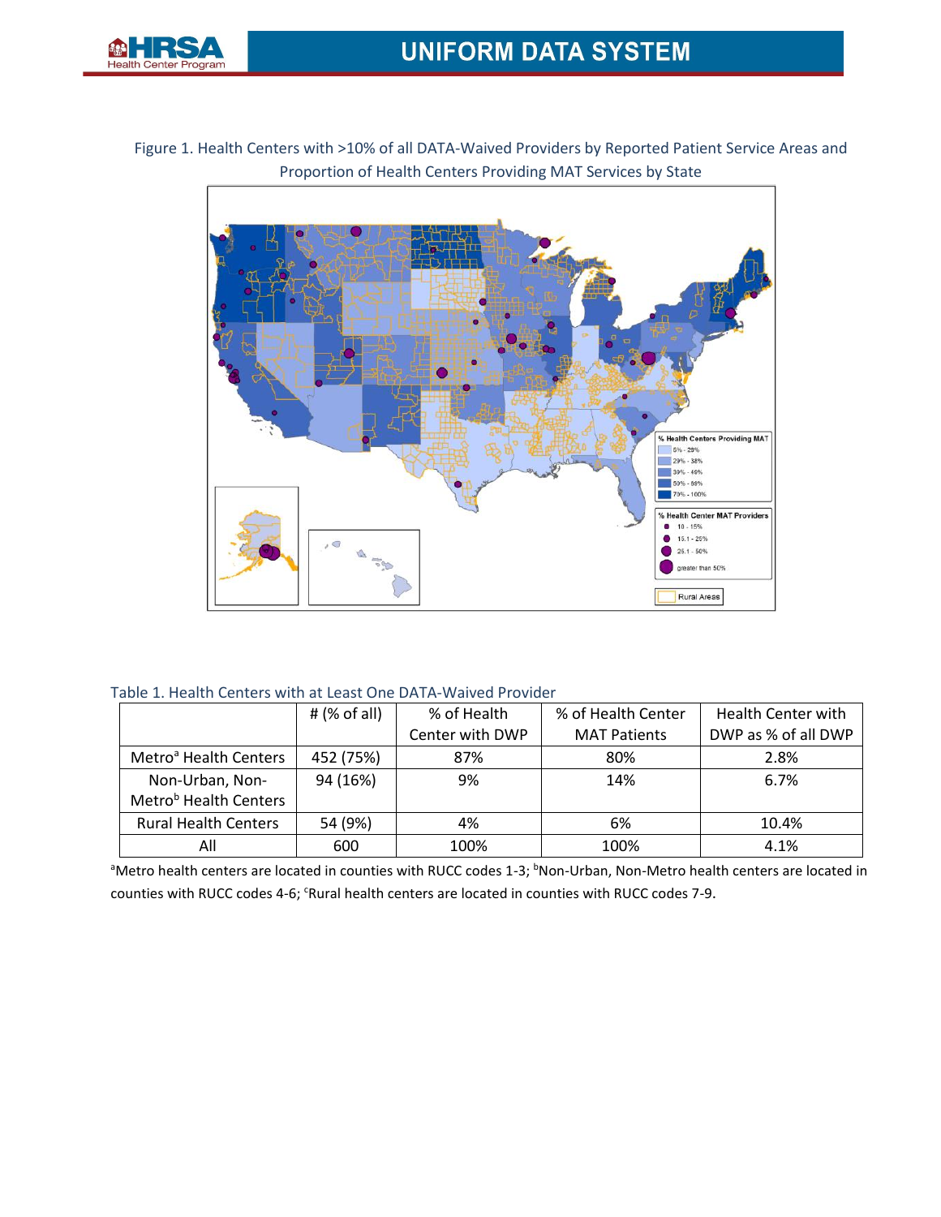Figure 1. Health Centers with >10% of all DATA-Waived Providers by Reported Patient Service Areas and Proportion of Health Centers Providing MAT Services by State

Table 1. Health Centers with at Least One DATA-Waived Provider

| | # (% of all) | % of Health Center with DWP | % of Health Center MAT Patients | Health Center with DWP as % of all DWP |
|---|---|---|---|---|
| Metro[a] Health Centers | 452 (75%) | 87% | 80% | 2.8% |
| Non-Urban, Non-Metro[b] Health Centers | 94 (16%) | 9% | 14% | 6.7% |
| Rural Health Centers | 54 (9%) | 4% | 6% | 10.4% |
| All | 600 | 100% | 100% | 4.1% |

[a]Metro health centers are located in counties with RUCC codes 1-3; [b]Non-Urban, Non-Metro health centers are located in counties with RUCC codes 4-6; [c]Rural health centers are located in counties with RUCC codes 7-9.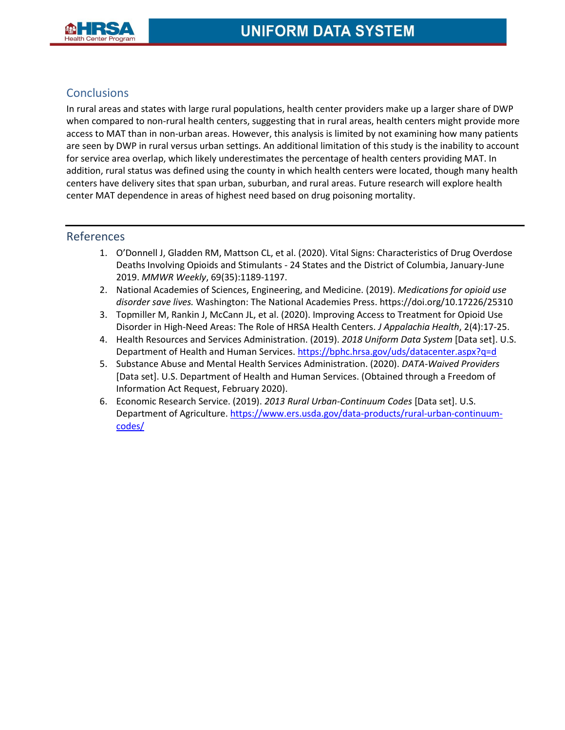## Conclusions

In rural areas and states with large rural populations, health center providers make up a larger share of DWP when compared to non-rural health centers, suggesting that in rural areas, health centers might provide more access to MAT than in non-urban areas. However, this analysis is limited by not examining how many patients are seen by DWP in rural versus urban settings. An additional limitation of this study is the inability to account for service area overlap, which likely underestimates the percentage of health centers providing MAT. In addition, rural status was defined using the county in which health centers were located, though many health centers have delivery sites that span urban, suburban, and rural areas. Future research will explore health center MAT dependence in areas of highest need based on drug poisoning mortality.

## References

1. O'Donnell J, Gladden RM, Mattson CL, et al. (2020). Vital Signs: Characteristics of Drug Overdose Deaths Involving Opioids and Stimulants - 24 States and the District of Columbia, January-June 2019. *MMWR Weekly*, 69(35):1189-1197.
2. National Academies of Sciences, Engineering, and Medicine. (2019). *Medications for opioid use disorder save lives.* Washington: The National Academies Press. https://doi.org/10.17226/25310
3. Topmiller M, Rankin J, McCann JL, et al. (2020). Improving Access to Treatment for Opioid Use Disorder in High-Need Areas: The Role of HRSA Health Centers. *J Appalachia Health*, 2(4):17-25.
4. Health Resources and Services Administration. (2019). *2018 Uniform Data System* [Data set]. U.S. Department of Health and Human Services. https://bphc.hrsa.gov/uds/datacenter.aspx?q=d
5. Substance Abuse and Mental Health Services Administration. (2020). *DATA-Waived Providers* [Data set]. U.S. Department of Health and Human Services. (Obtained through a Freedom of Information Act Request, February 2020).
6. Economic Research Service. (2019). *2013 Rural Urban-Continuum Codes* [Data set]. U.S. Department of Agriculture. https://www.ers.usda.gov/data-products/rural-urban-continuum-codes/